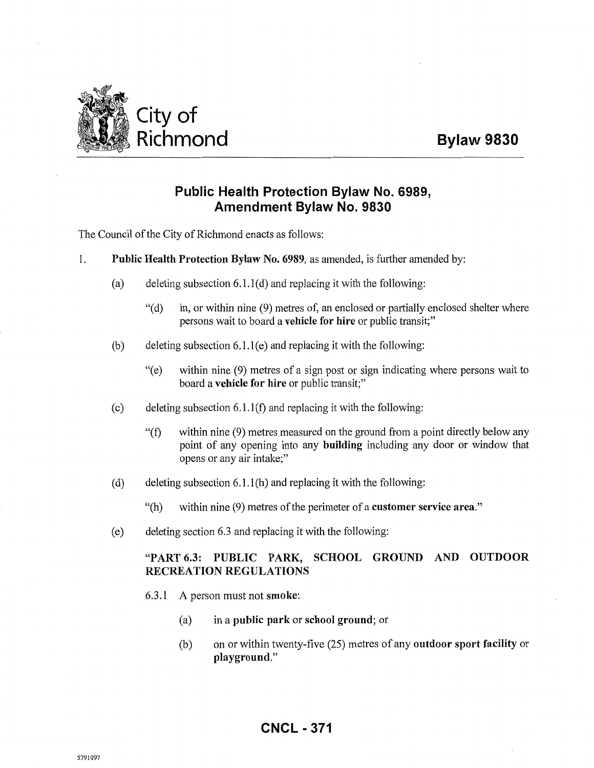City of Richmond

**Bylaw 9830**

## Public Health Protection Bylaw No. 6989, Amendment Bylaw No. 9830

The Council of the City of Richmond enacts as follows:

1. **Public Health Protection Bylaw No. 6989**, as amended, is further amended by:

   (a) deleting subsection 6.1.1(d) and replacing it with the following:

   > "(d) in, or within nine (9) metres of, an enclosed or partially enclosed shelter where persons wait to board a **vehicle for hire** or public transit;"

   (b) deleting subsection 6.1.1(e) and replacing it with the following:

   > "(e) within nine (9) metres of a sign post or sign indicating where persons wait to board a **vehicle for hire** or public transit;"

   (c) deleting subsection 6.1.1(f) and replacing it with the following:

   > "(f) within nine (9) metres measured on the ground from a point directly below any point of any opening into any **building** including any door or window that opens or any air intake;"

   (d) deleting subsection 6.1.1(h) and replacing it with the following:

   > "(h) within nine (9) metres of the perimeter of a **customer service area**."

   (e) deleting section 6.3 and replacing it with the following:

   > **"PART 6.3: PUBLIC PARK, SCHOOL GROUND AND OUTDOOR RECREATION REGULATIONS**
   >
   > 6.3.1 A person must not **smoke**:
   >
   > (a) in a **public park** or **school ground**; or
   >
   > (b) on or within twenty-five (25) metres of any **outdoor sport facility** or **playground**."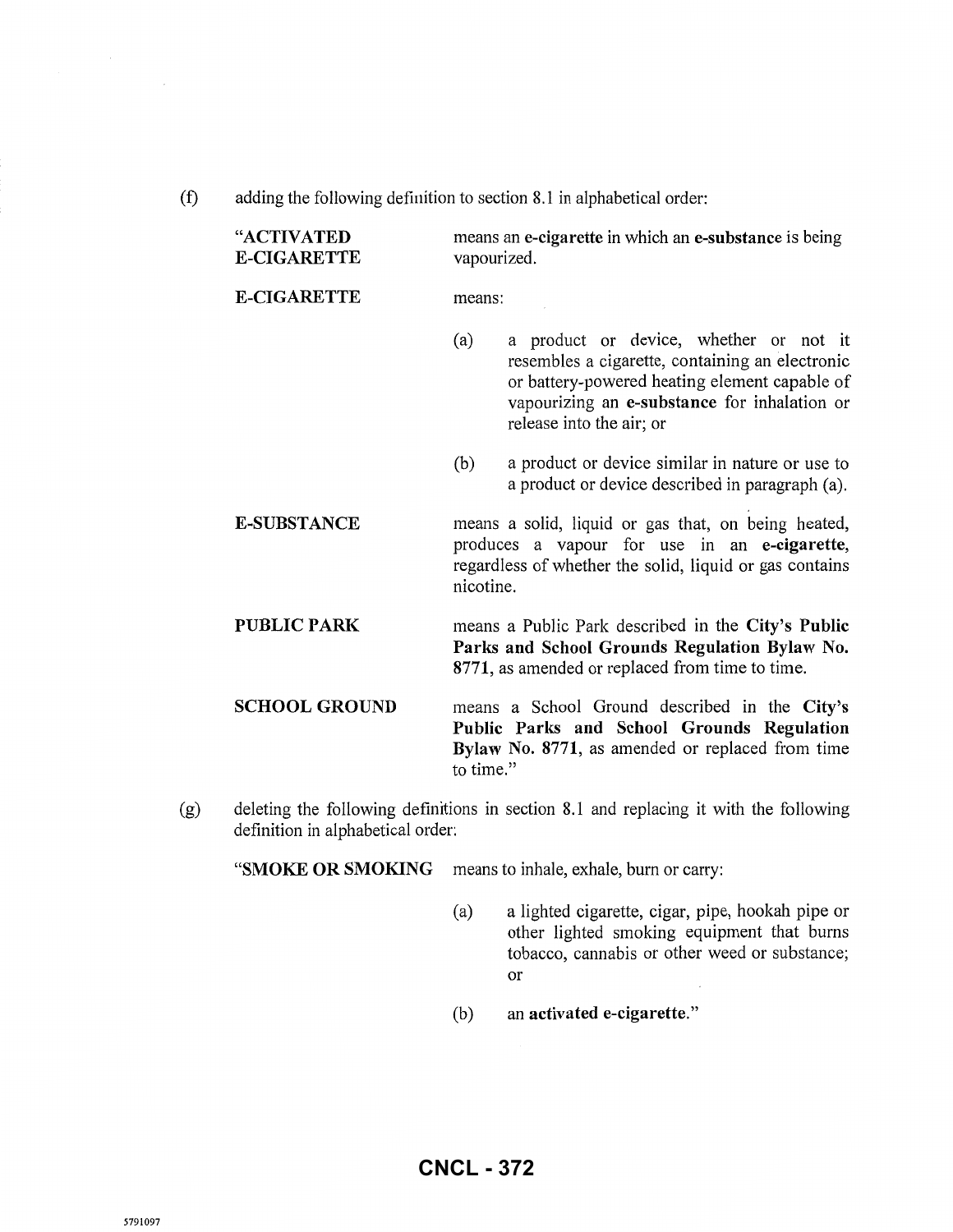(f) adding the following definition to section 8.1 in alphabetical order:

| | |
|---|---|
| "**ACTIVATED E-CIGARETTE** | means an **e-cigarette** in which an **e-substance** is being vapourized. |
| **E-CIGARETTE** | means:<br><br>(a) a product or device, whether or not it resembles a cigarette, containing an electronic or battery-powered heating element capable of vapourizing an **e-substance** for inhalation or release into the air; or<br><br>(b) a product or device similar in nature or use to a product or device described in paragraph (a). |
| **E-SUBSTANCE** | means a solid, liquid or gas that, on being heated, produces a vapour for use in an **e-cigarette**, regardless of whether the solid, liquid or gas contains nicotine. |
| **PUBLIC PARK** | means a Public Park described in the **City's Public Parks and School Grounds Regulation Bylaw No. 8771**, as amended or replaced from time to time. |
| **SCHOOL GROUND** | means a School Ground described in the **City's Public Parks and School Grounds Regulation Bylaw No. 8771**, as amended or replaced from time to time." |

(g) deleting the following definitions in section 8.1 and replacing it with the following definition in alphabetical order:

| | |
|---|---|
| "**SMOKE OR SMOKING** | means to inhale, exhale, burn or carry:<br><br>(a) a lighted cigarette, cigar, pipe, hookah pipe or other lighted smoking equipment that burns tobacco, cannabis or other weed or substance; or<br><br>(b) an **activated e-cigarette**." |

**CNCL - 372**

5791097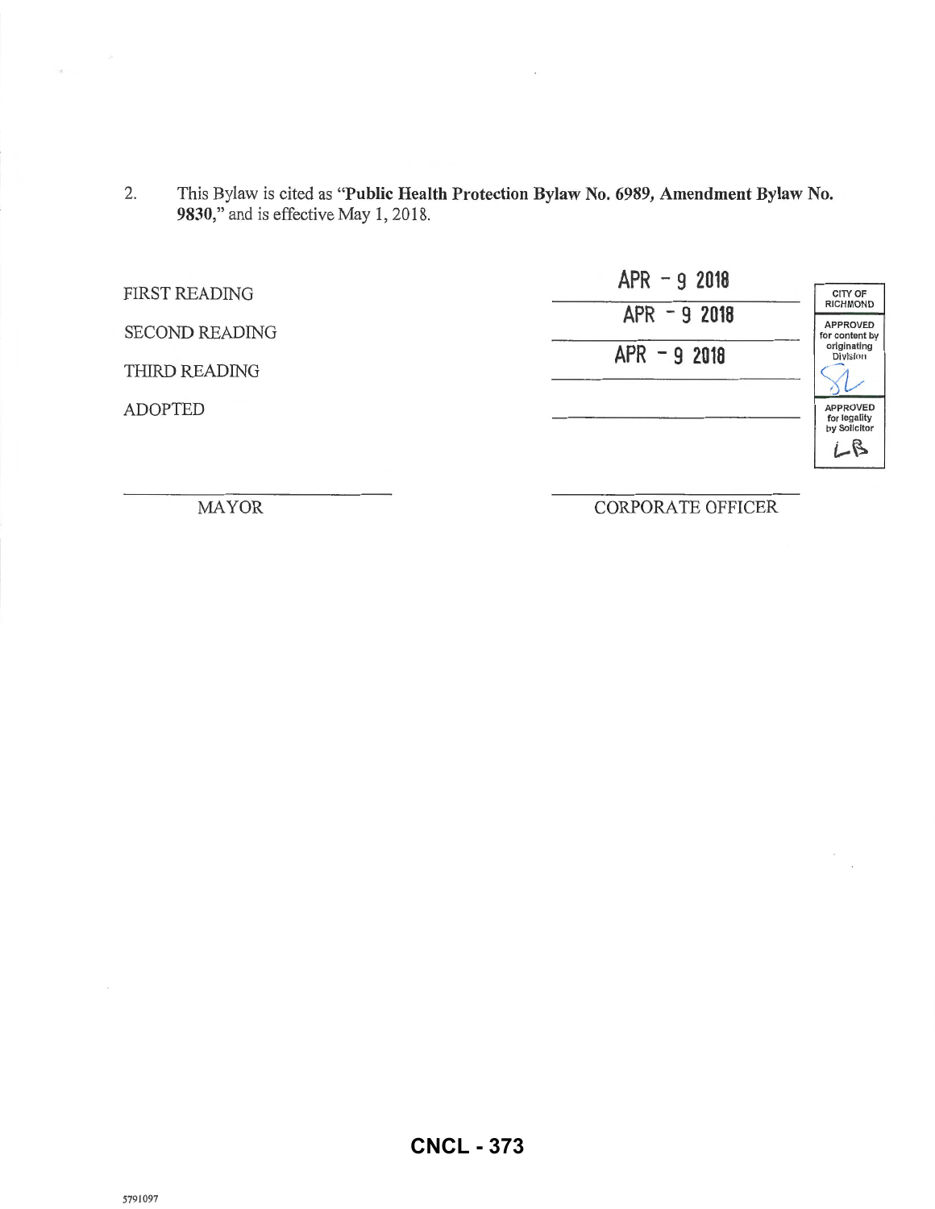2. This Bylaw is cited as "**Public Health Protection Bylaw No. 6989, Amendment Bylaw No. 9830,**" and is effective May 1, 2018.

| | | |
|---|---|---|
| FIRST READING | APR - 9 2018 | CITY OF RICHMOND |
| SECOND READING | APR - 9 2018 | APPROVED for content by originating Division SL |
| THIRD READING | APR - 9 2018 | |
| ADOPTED | | APPROVED for legality by Solicitor LB |

MAYOR

CORPORATE OFFICER

CNCL - 373

5791097